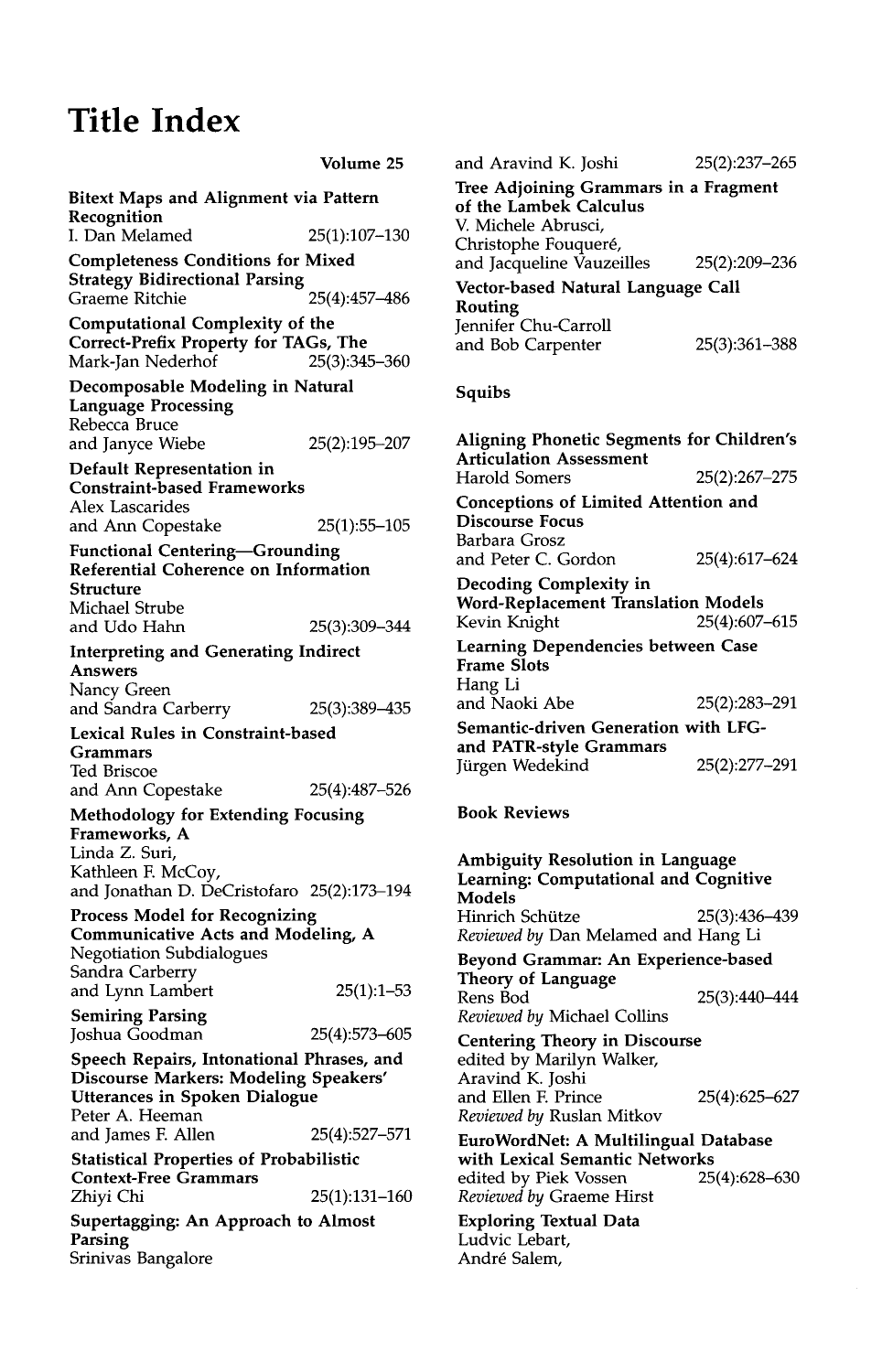# Title Index

Volume 25

**Bitext Maps and Alignment via Pattern Recognition**
I. Dan Melamed 25(1):107–130

**Completeness Conditions for Mixed Strategy Bidirectional Parsing**
Graeme Ritchie 25(4):457–486

**Computational Complexity of the Correct-Prefix Property for TAGs, The**
Mark-Jan Nederhof 25(3):345–360

**Decomposable Modeling in Natural Language Processing**
Rebecca Bruce
and Janyce Wiebe 25(2):195–207

**Default Representation in Constraint-based Frameworks**
Alex Lascarides
and Ann Copestake 25(1):55–105

**Functional Centering—Grounding Referential Coherence on Information Structure**
Michael Strube
and Udo Hahn 25(3):309–344

**Interpreting and Generating Indirect Answers**
Nancy Green
and Sandra Carberry 25(3):389–435

**Lexical Rules in Constraint-based Grammars**
Ted Briscoe
and Ann Copestake 25(4):487–526

**Methodology for Extending Focusing Frameworks, A**
Linda Z. Suri,
Kathleen F. McCoy,
and Jonathan D. DeCristofaro 25(2):173–194

**Process Model for Recognizing Communicative Acts and Modeling, A**
Negotiation Subdialogues
Sandra Carberry
and Lynn Lambert 25(1):1–53

**Semiring Parsing**
Joshua Goodman 25(4):573–605

**Speech Repairs, Intonational Phrases, and Discourse Markers: Modeling Speakers' Utterances in Spoken Dialogue**
Peter A. Heeman
and James F. Allen 25(4):527–571

**Statistical Properties of Probabilistic Context-Free Grammars**
Zhiyi Chi 25(1):131–160

**Supertagging: An Approach to Almost Parsing**
Srinivas Bangalore
and Aravind K. Joshi 25(2):237–265

**Tree Adjoining Grammars in a Fragment of the Lambek Calculus**
V. Michele Abrusci,
Christophe Fouqueré,
and Jacqueline Vauzeilles 25(2):209–236

**Vector-based Natural Language Call Routing**
Jennifer Chu-Carroll
and Bob Carpenter 25(3):361–388

## Squibs

**Aligning Phonetic Segments for Children's Articulation Assessment**
Harold Somers 25(2):267–275

**Conceptions of Limited Attention and Discourse Focus**
Barbara Grosz
and Peter C. Gordon 25(4):617–624

**Decoding Complexity in Word-Replacement Translation Models**
Kevin Knight 25(4):607–615

**Learning Dependencies between Case Frame Slots**
Hang Li
and Naoki Abe 25(2):283–291

**Semantic-driven Generation with LFG- and PATR-style Grammars**
Jürgen Wedekind 25(2):277–291

## Book Reviews

**Ambiguity Resolution in Language Learning: Computational and Cognitive Models**
Hinrich Schütze 25(3):436–439
*Reviewed by* Dan Melamed and Hang Li

**Beyond Grammar: An Experience-based Theory of Language**
Rens Bod 25(3):440–444
*Reviewed by* Michael Collins

**Centering Theory in Discourse**
edited by Marilyn Walker,
Aravind K. Joshi
and Ellen F. Prince 25(4):625–627
*Reviewed by* Ruslan Mitkov

**EuroWordNet: A Multilingual Database with Lexical Semantic Networks**
edited by Piek Vossen 25(4):628–630
*Reviewed by* Graeme Hirst

**Exploring Textual Data**
Ludvic Lebart,
André Salem,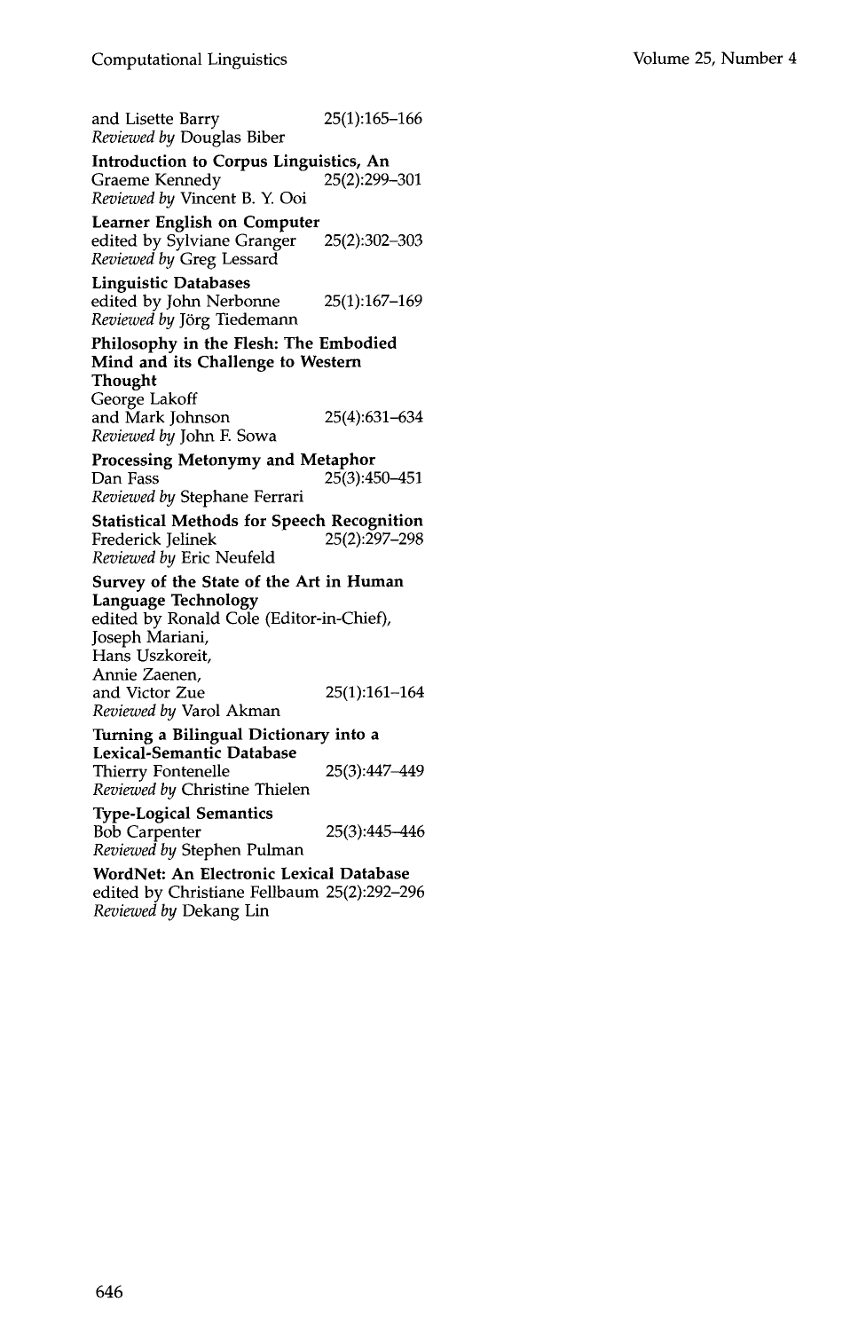and Lisette Barry 25(1):165–166
*Reviewed by* Douglas Biber

**Introduction to Corpus Linguistics, An**
Graeme Kennedy 25(2):299–301
*Reviewed by* Vincent B. Y. Ooi

**Learner English on Computer**
edited by Sylviane Granger 25(2):302–303
*Reviewed by* Greg Lessard

**Linguistic Databases**
edited by John Nerbonne 25(1):167–169
*Reviewed by* Jörg Tiedemann

**Philosophy in the Flesh: The Embodied Mind and its Challenge to Western Thought**
George Lakoff
and Mark Johnson 25(4):631–634
*Reviewed by* John F. Sowa

**Processing Metonymy and Metaphor**
Dan Fass 25(3):450–451
*Reviewed by* Stephane Ferrari

**Statistical Methods for Speech Recognition**
Frederick Jelinek 25(2):297–298
*Reviewed by* Eric Neufeld

**Survey of the State of the Art in Human Language Technology**
edited by Ronald Cole (Editor-in-Chief),
Joseph Mariani,
Hans Uszkoreit,
Annie Zaenen,
and Victor Zue 25(1):161–164
*Reviewed by* Varol Akman

**Turning a Bilingual Dictionary into a Lexical-Semantic Database**
Thierry Fontenelle 25(3):447–449
*Reviewed by* Christine Thielen

**Type-Logical Semantics**
Bob Carpenter 25(3):445–446
*Reviewed by* Stephen Pulman

**WordNet: An Electronic Lexical Database**
edited by Christiane Fellbaum 25(2):292–296
*Reviewed by* Dekang Lin